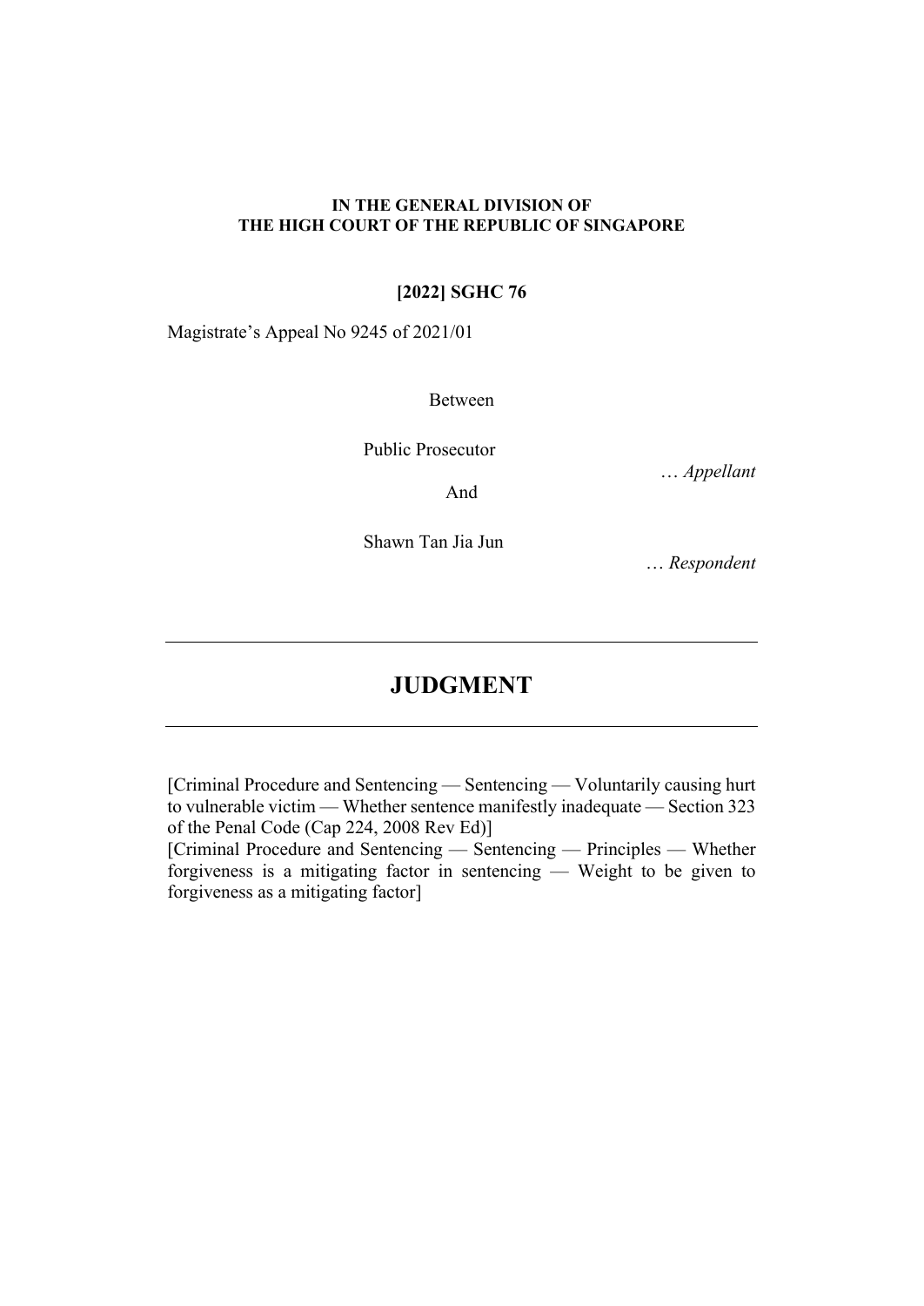**IN THE GENERAL DIVISION OF THE HIGH COURT OF THE REPUBLIC OF SINGAPORE**

**[2022] SGHC 76**

Magistrate's Appeal No 9245 of 2021/01

Between

Public Prosecutor

… *Appellant*

And

Shawn Tan Jia Jun

… *Respondent*

---

# JUDGMENT

---

[Criminal Procedure and Sentencing — Sentencing — Voluntarily causing hurt to vulnerable victim — Whether sentence manifestly inadequate — Section 323 of the Penal Code (Cap 224, 2008 Rev Ed)]

[Criminal Procedure and Sentencing — Sentencing — Principles — Whether forgiveness is a mitigating factor in sentencing — Weight to be given to forgiveness as a mitigating factor]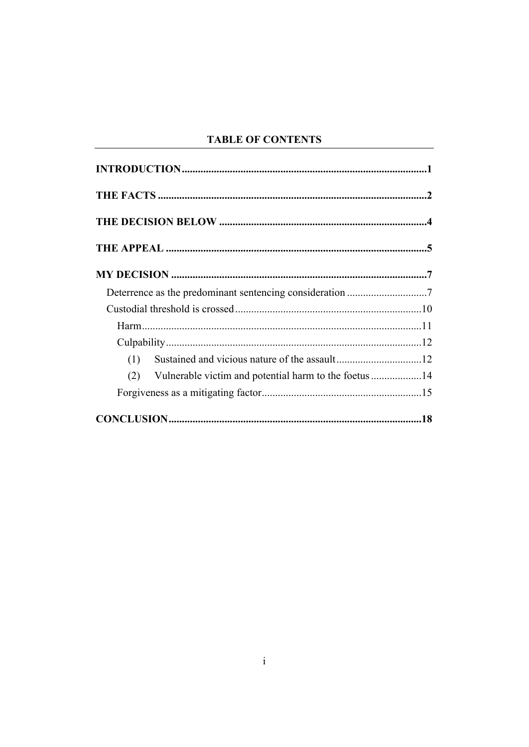# TABLE OF CONTENTS

**INTRODUCTION** ..... **1**

**THE FACTS** ..... **2**

**THE DECISION BELOW** ..... **4**

**THE APPEAL** ..... **5**

**MY DECISION** ..... **7**

- Deterrence as the predominant sentencing consideration ..... 7
- Custodial threshold is crossed ..... 10
  - Harm ..... 11
  - Culpability ..... 12
    - (1) Sustained and vicious nature of the assault ..... 12
    - (2) Vulnerable victim and potential harm to the foetus ..... 14
  - Forgiveness as a mitigating factor ..... 15

**CONCLUSION** ..... **18**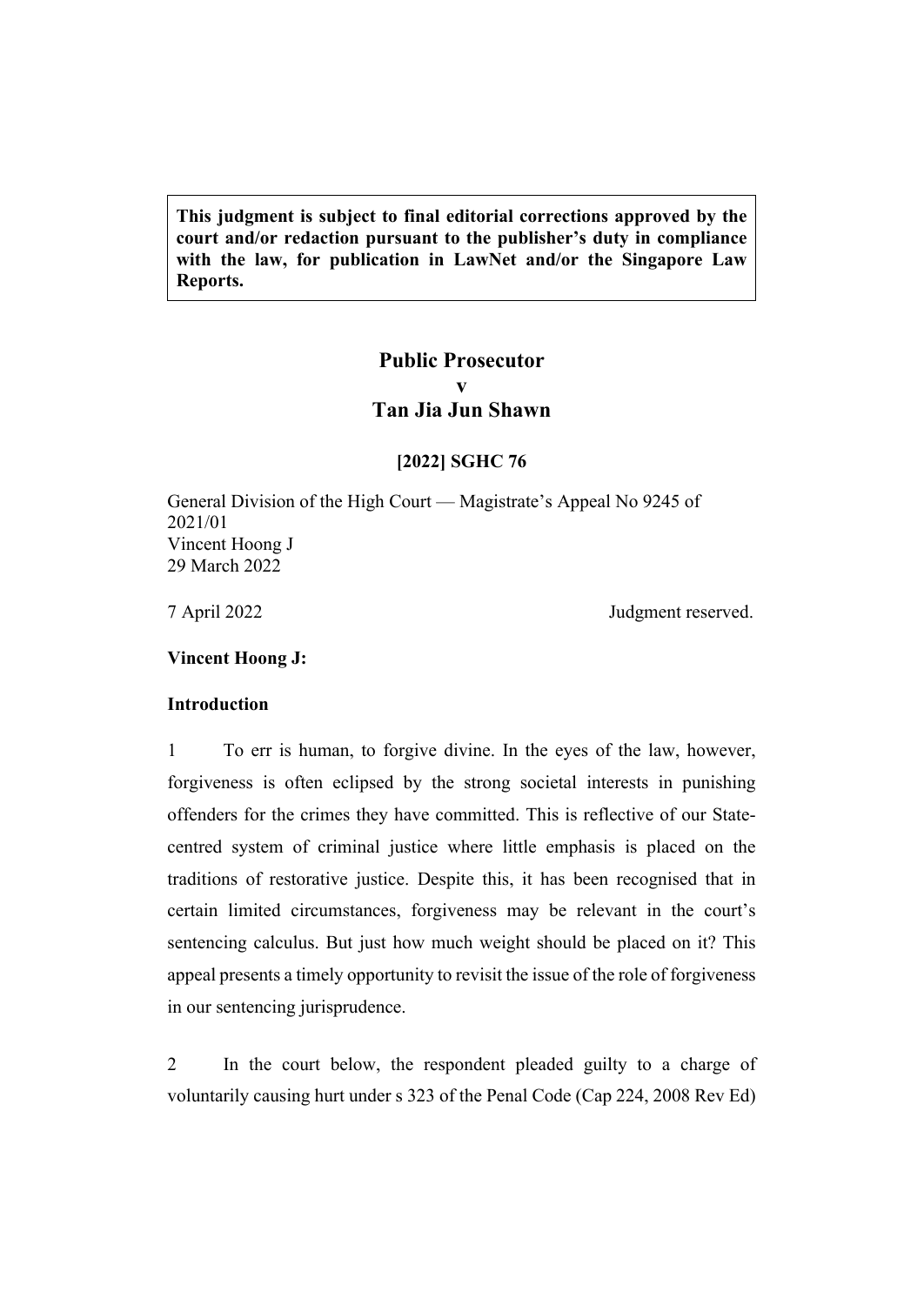This judgment is subject to final editorial corrections approved by the court and/or redaction pursuant to the publisher's duty in compliance with the law, for publication in LawNet and/or the Singapore Law Reports.

# Public Prosecutor
## v
# Tan Jia Jun Shawn

**[2022] SGHC 76**

General Division of the High Court — Magistrate's Appeal No 9245 of 2021/01
Vincent Hoong J
29 March 2022

7 April 2022 Judgment reserved.

**Vincent Hoong J:**

**Introduction**

1 To err is human, to forgive divine. In the eyes of the law, however, forgiveness is often eclipsed by the strong societal interests in punishing offenders for the crimes they have committed. This is reflective of our State-centred system of criminal justice where little emphasis is placed on the traditions of restorative justice. Despite this, it has been recognised that in certain limited circumstances, forgiveness may be relevant in the court's sentencing calculus. But just how much weight should be placed on it? This appeal presents a timely opportunity to revisit the issue of the role of forgiveness in our sentencing jurisprudence.

2 In the court below, the respondent pleaded guilty to a charge of voluntarily causing hurt under s 323 of the Penal Code (Cap 224, 2008 Rev Ed)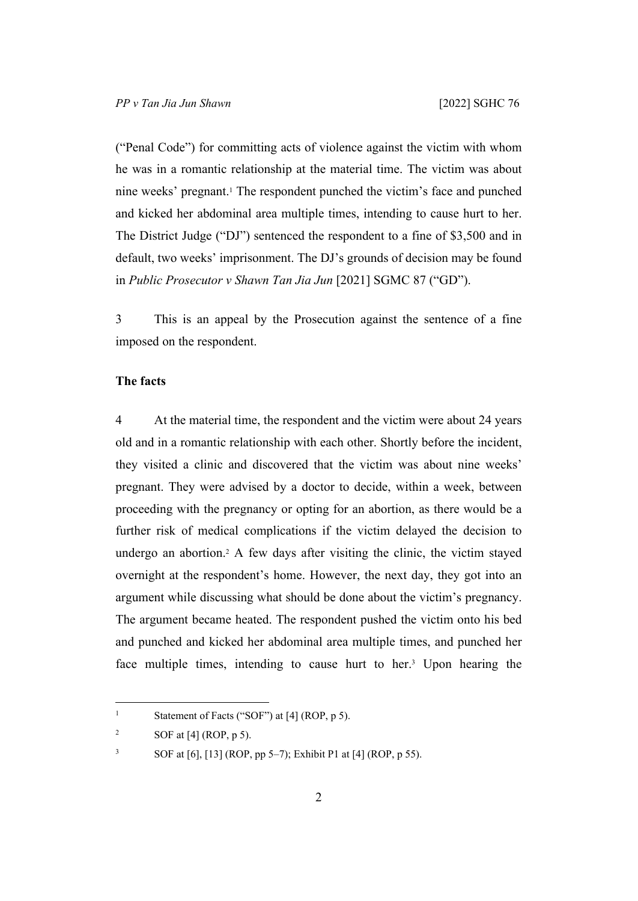("Penal Code") for committing acts of violence against the victim with whom he was in a romantic relationship at the material time. The victim was about nine weeks' pregnant.[1] The respondent punched the victim's face and punched and kicked her abdominal area multiple times, intending to cause hurt to her. The District Judge ("DJ") sentenced the respondent to a fine of $3,500 and in default, two weeks' imprisonment. The DJ's grounds of decision may be found in *Public Prosecutor v Shawn Tan Jia Jun* [2021] SGMC 87 ("GD").

3 This is an appeal by the Prosecution against the sentence of a fine imposed on the respondent.

**The facts**

4 At the material time, the respondent and the victim were about 24 years old and in a romantic relationship with each other. Shortly before the incident, they visited a clinic and discovered that the victim was about nine weeks' pregnant. They were advised by a doctor to decide, within a week, between proceeding with the pregnancy or opting for an abortion, as there would be a further risk of medical complications if the victim delayed the decision to undergo an abortion.[2] A few days after visiting the clinic, the victim stayed overnight at the respondent's home. However, the next day, they got into an argument while discussing what should be done about the victim's pregnancy. The argument became heated. The respondent pushed the victim onto his bed and punched and kicked her abdominal area multiple times, and punched her face multiple times, intending to cause hurt to her.[3] Upon hearing the

---

[1] Statement of Facts ("SOF") at [4] (ROP, p 5).

[2] SOF at [4] (ROP, p 5).

[3] SOF at [6], [13] (ROP, pp 5–7); Exhibit P1 at [4] (ROP, p 55).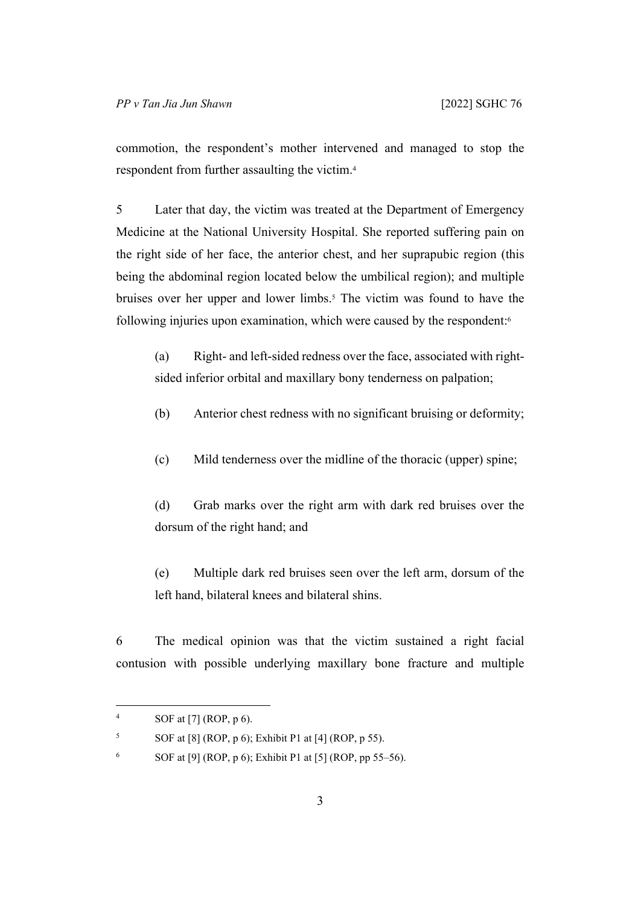commotion, the respondent's mother intervened and managed to stop the respondent from further assaulting the victim.[4]

5 Later that day, the victim was treated at the Department of Emergency Medicine at the National University Hospital. She reported suffering pain on the right side of her face, the anterior chest, and her suprapubic region (this being the abdominal region located below the umbilical region); and multiple bruises over her upper and lower limbs.[5] The victim was found to have the following injuries upon examination, which were caused by the respondent:[6]

> (a) Right- and left-sided redness over the face, associated with right-sided inferior orbital and maxillary bony tenderness on palpation;
>
> (b) Anterior chest redness with no significant bruising or deformity;
>
> (c) Mild tenderness over the midline of the thoracic (upper) spine;
>
> (d) Grab marks over the right arm with dark red bruises over the dorsum of the right hand; and
>
> (e) Multiple dark red bruises seen over the left arm, dorsum of the left hand, bilateral knees and bilateral shins.

6 The medical opinion was that the victim sustained a right facial contusion with possible underlying maxillary bone fracture and multiple

---

[4] SOF at [7] (ROP, p 6).

[5] SOF at [8] (ROP, p 6); Exhibit P1 at [4] (ROP, p 55).

[6] SOF at [9] (ROP, p 6); Exhibit P1 at [5] (ROP, pp 55–56).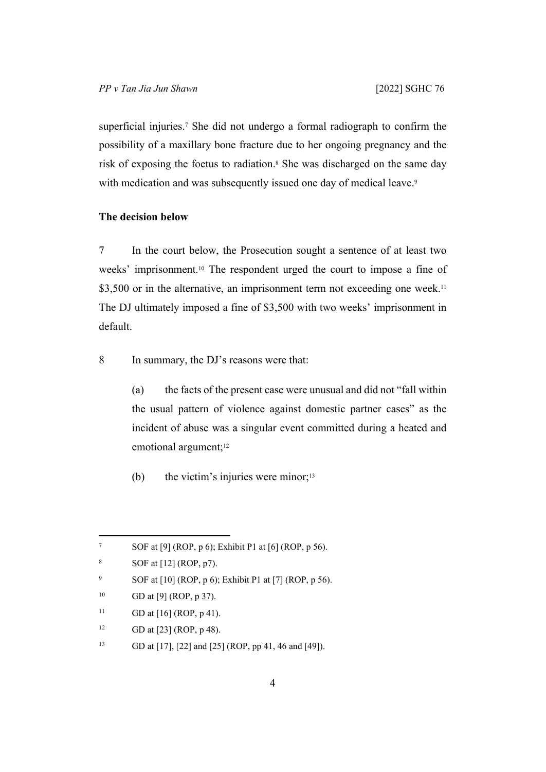superficial injuries.[7] She did not undergo a formal radiograph to confirm the possibility of a maxillary bone fracture due to her ongoing pregnancy and the risk of exposing the foetus to radiation.[8] She was discharged on the same day with medication and was subsequently issued one day of medical leave.[9]

**The decision below**

7 In the court below, the Prosecution sought a sentence of at least two weeks' imprisonment.[10] The respondent urged the court to impose a fine of $3,500 or in the alternative, an imprisonment term not exceeding one week.[11] The DJ ultimately imposed a fine of $3,500 with two weeks' imprisonment in default.

8 In summary, the DJ's reasons were that:

> (a) the facts of the present case were unusual and did not "fall within the usual pattern of violence against domestic partner cases" as the incident of abuse was a singular event committed during a heated and emotional argument;[12]
>
> (b) the victim's injuries were minor;[13]

---

[7] SOF at [9] (ROP, p 6); Exhibit P1 at [6] (ROP, p 56).

[8] SOF at [12] (ROP, p7).

[9] SOF at [10] (ROP, p 6); Exhibit P1 at [7] (ROP, p 56).

[10] GD at [9] (ROP, p 37).

[11] GD at [16] (ROP, p 41).

[12] GD at [23] (ROP, p 48).

[13] GD at [17], [22] and [25] (ROP, pp 41, 46 and [49]).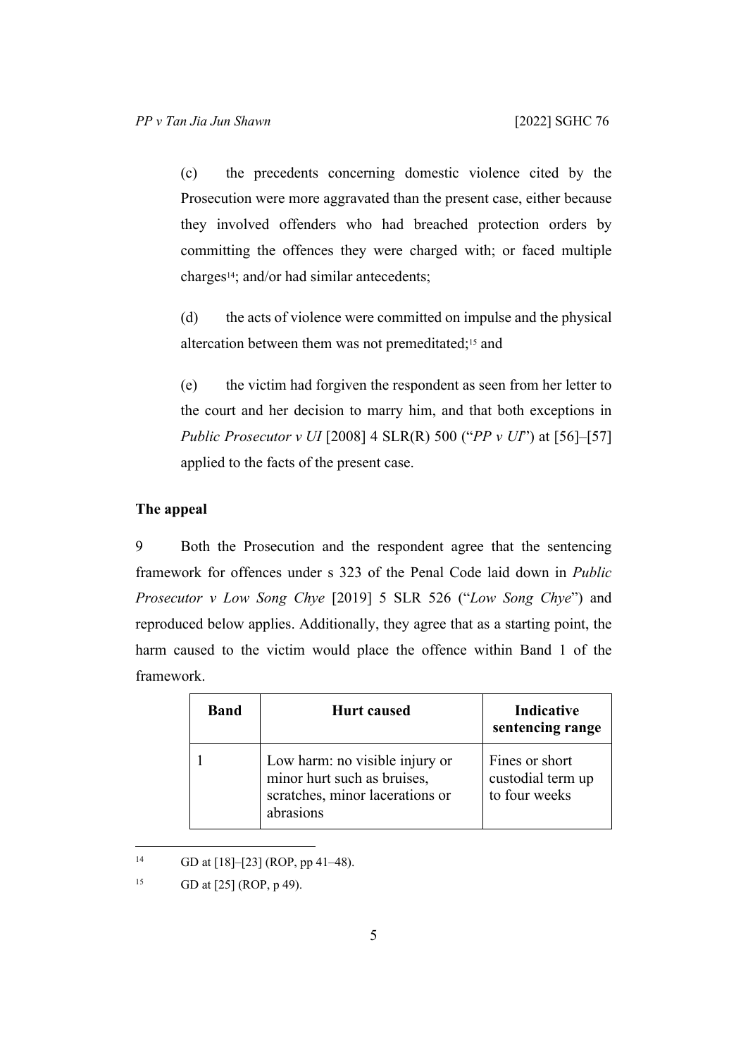(c) the precedents concerning domestic violence cited by the Prosecution were more aggravated than the present case, either because they involved offenders who had breached protection orders by committing the offences they were charged with; or faced multiple charges[14]; and/or had similar antecedents;

(d) the acts of violence were committed on impulse and the physical altercation between them was not premeditated;[15] and

(e) the victim had forgiven the respondent as seen from her letter to the court and her decision to marry him, and that both exceptions in *Public Prosecutor v UI* [2008] 4 SLR(R) 500 ("*PP v UI*") at [56]–[57] applied to the facts of the present case.

**The appeal**

9 Both the Prosecution and the respondent agree that the sentencing framework for offences under s 323 of the Penal Code laid down in *Public Prosecutor v Low Song Chye* [2019] 5 SLR 526 ("*Low Song Chye*") and reproduced below applies. Additionally, they agree that as a starting point, the harm caused to the victim would place the offence within Band 1 of the framework.

| **Band** | **Hurt caused** | **Indicative sentencing range** |
|---|---|---|
| 1 | Low harm: no visible injury or minor hurt such as bruises, scratches, minor lacerations or abrasions | Fines or short custodial term up to four weeks |

[14] GD at [18]–[23] (ROP, pp 41–48).

[15] GD at [25] (ROP, p 49).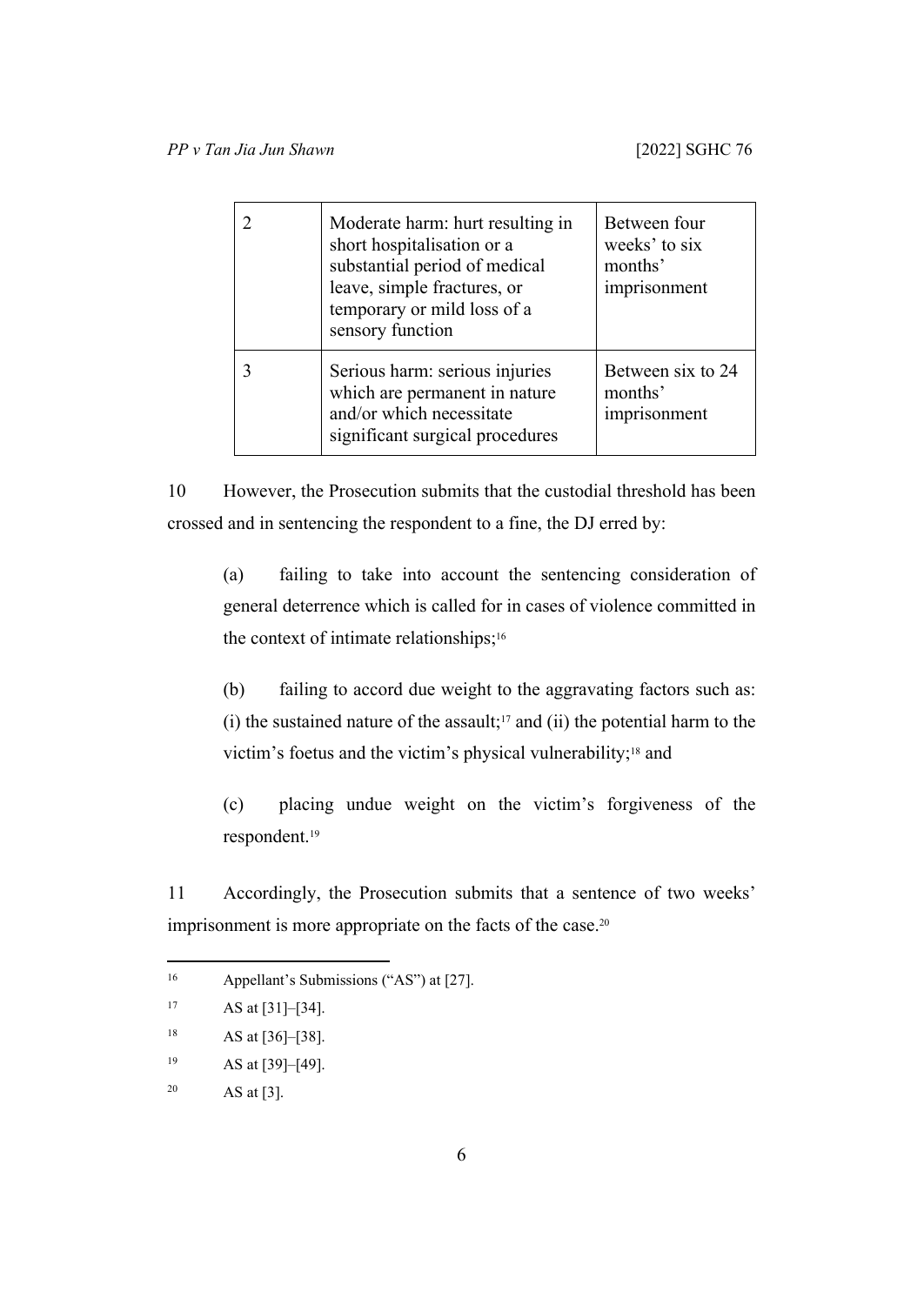| 2 | Moderate harm: hurt resulting in short hospitalisation or a substantial period of medical leave, simple fractures, or temporary or mild loss of a sensory function | Between four weeks' to six months' imprisonment |
|---|---|---|
| 3 | Serious harm: serious injuries which are permanent in nature and/or which necessitate significant surgical procedures | Between six to 24 months' imprisonment |

10 However, the Prosecution submits that the custodial threshold has been crossed and in sentencing the respondent to a fine, the DJ erred by:

> (a) failing to take into account the sentencing consideration of general deterrence which is called for in cases of violence committed in the context of intimate relationships;[16]
>
> (b) failing to accord due weight to the aggravating factors such as: (i) the sustained nature of the assault;[17] and (ii) the potential harm to the victim's foetus and the victim's physical vulnerability;[18] and
>
> (c) placing undue weight on the victim's forgiveness of the respondent.[19]

11 Accordingly, the Prosecution submits that a sentence of two weeks' imprisonment is more appropriate on the facts of the case.[20]

---

[16] Appellant's Submissions ("AS") at [27].

[17] AS at [31]–[34].

[18] AS at [36]–[38].

[19] AS at [39]–[49].

[20] AS at [3].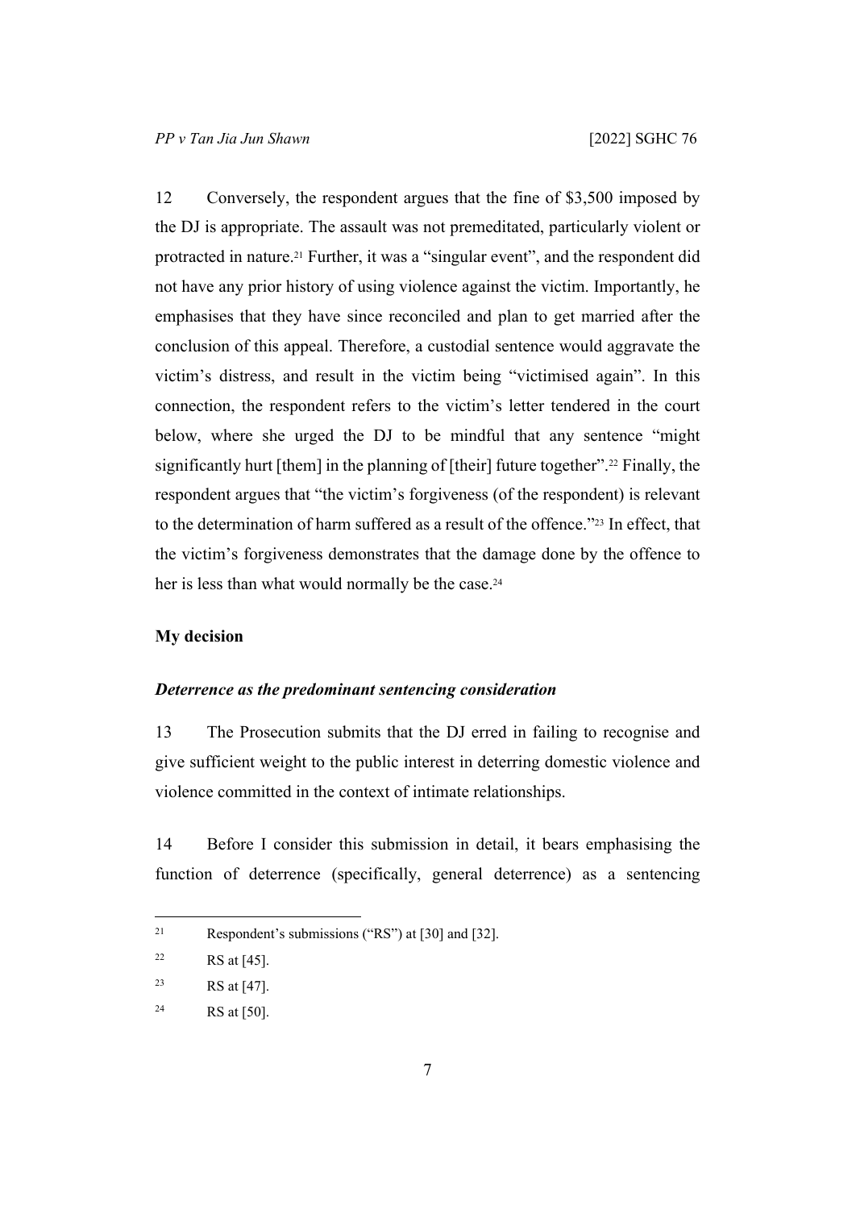12 Conversely, the respondent argues that the fine of $3,500 imposed by the DJ is appropriate. The assault was not premeditated, particularly violent or protracted in nature.[21] Further, it was a "singular event", and the respondent did not have any prior history of using violence against the victim. Importantly, he emphasises that they have since reconciled and plan to get married after the conclusion of this appeal. Therefore, a custodial sentence would aggravate the victim's distress, and result in the victim being "victimised again". In this connection, the respondent refers to the victim's letter tendered in the court below, where she urged the DJ to be mindful that any sentence "might significantly hurt [them] in the planning of [their] future together".[22] Finally, the respondent argues that "the victim's forgiveness (of the respondent) is relevant to the determination of harm suffered as a result of the offence."[23] In effect, that the victim's forgiveness demonstrates that the damage done by the offence to her is less than what would normally be the case.[24]

## My decision

### *Deterrence as the predominant sentencing consideration*

13 The Prosecution submits that the DJ erred in failing to recognise and give sufficient weight to the public interest in deterring domestic violence and violence committed in the context of intimate relationships.

14 Before I consider this submission in detail, it bears emphasising the function of deterrence (specifically, general deterrence) as a sentencing

---

[21] Respondent's submissions ("RS") at [30] and [32].

[22] RS at [45].

[23] RS at [47].

[24] RS at [50].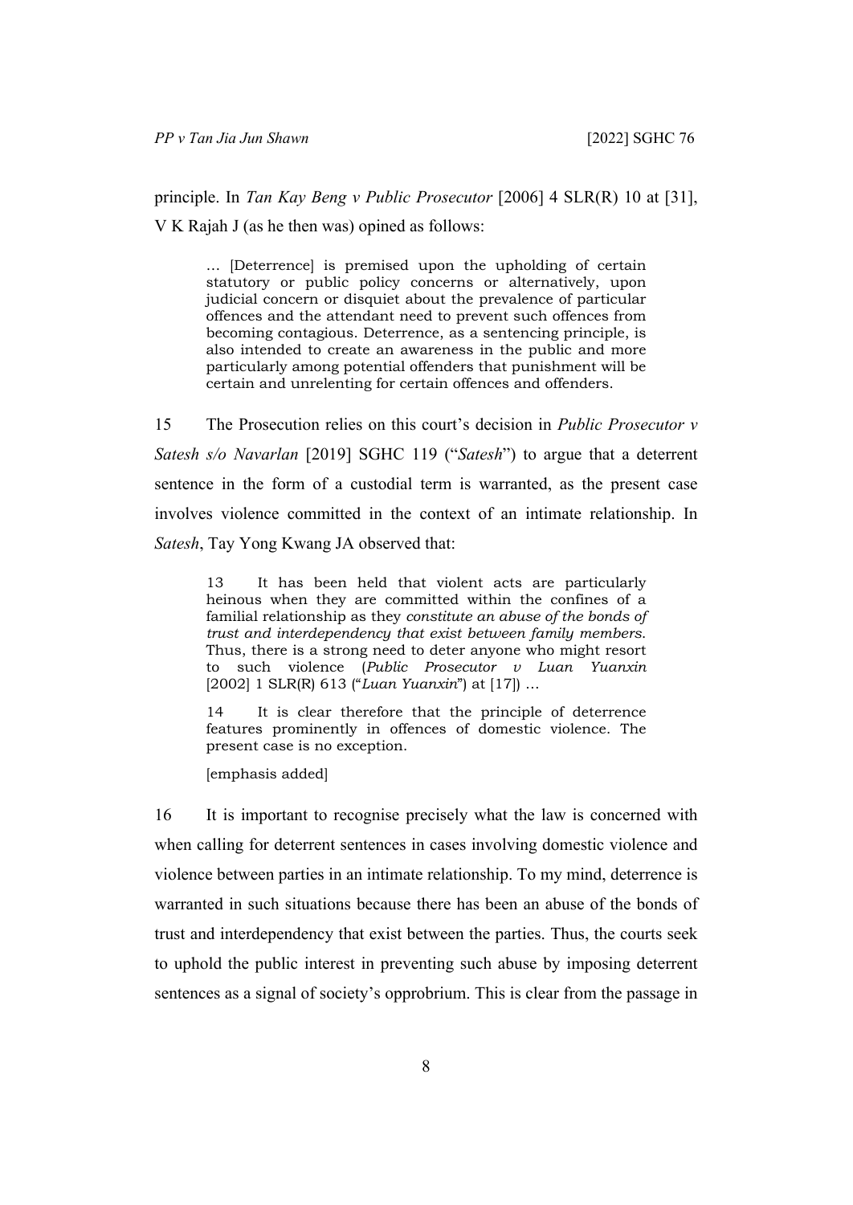principle. In *Tan Kay Beng v Public Prosecutor* [2006] 4 SLR(R) 10 at [31], V K Rajah J (as he then was) opined as follows:

> … [Deterrence] is premised upon the upholding of certain statutory or public policy concerns or alternatively, upon judicial concern or disquiet about the prevalence of particular offences and the attendant need to prevent such offences from becoming contagious. Deterrence, as a sentencing principle, is also intended to create an awareness in the public and more particularly among potential offenders that punishment will be certain and unrelenting for certain offences and offenders.

15 The Prosecution relies on this court's decision in *Public Prosecutor v Satesh s/o Navarlan* [2019] SGHC 119 ("*Satesh*") to argue that a deterrent sentence in the form of a custodial term is warranted, as the present case involves violence committed in the context of an intimate relationship. In *Satesh*, Tay Yong Kwang JA observed that:

> 13 It has been held that violent acts are particularly heinous when they are committed within the confines of a familial relationship as they *constitute an abuse of the bonds of trust and interdependency that exist between family members*. Thus, there is a strong need to deter anyone who might resort to such violence (*Public Prosecutor v Luan Yuanxin* [2002] 1 SLR(R) 613 ("*Luan Yuanxin*") at [17]) …
>
> 14 It is clear therefore that the principle of deterrence features prominently in offences of domestic violence. The present case is no exception.
>
> [emphasis added]

16 It is important to recognise precisely what the law is concerned with when calling for deterrent sentences in cases involving domestic violence and violence between parties in an intimate relationship. To my mind, deterrence is warranted in such situations because there has been an abuse of the bonds of trust and interdependency that exist between the parties. Thus, the courts seek to uphold the public interest in preventing such abuse by imposing deterrent sentences as a signal of society's opprobrium. This is clear from the passage in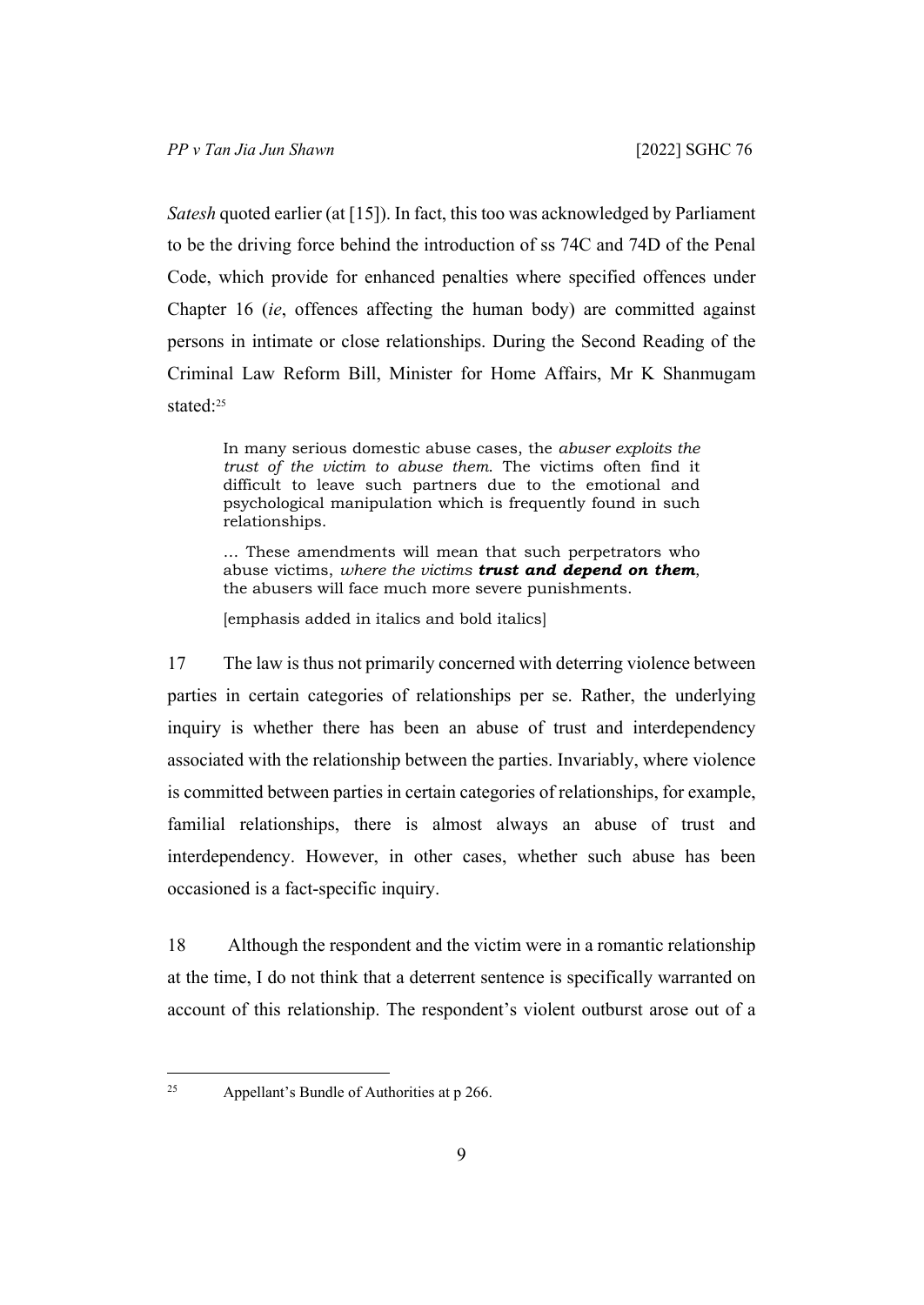*Satesh* quoted earlier (at [15]). In fact, this too was acknowledged by Parliament to be the driving force behind the introduction of ss 74C and 74D of the Penal Code, which provide for enhanced penalties where specified offences under Chapter 16 (*ie*, offences affecting the human body) are committed against persons in intimate or close relationships. During the Second Reading of the Criminal Law Reform Bill, Minister for Home Affairs, Mr K Shanmugam stated:[25]

> In many serious domestic abuse cases, the *abuser exploits the trust of the victim to abuse them*. The victims often find it difficult to leave such partners due to the emotional and psychological manipulation which is frequently found in such relationships.
>
> … These amendments will mean that such perpetrators who abuse victims, *where the victims* ***trust and depend on them***, the abusers will face much more severe punishments.
>
> [emphasis added in italics and bold italics]

17 The law is thus not primarily concerned with deterring violence between parties in certain categories of relationships per se. Rather, the underlying inquiry is whether there has been an abuse of trust and interdependency associated with the relationship between the parties. Invariably, where violence is committed between parties in certain categories of relationships, for example, familial relationships, there is almost always an abuse of trust and interdependency. However, in other cases, whether such abuse has been occasioned is a fact-specific inquiry.

18 Although the respondent and the victim were in a romantic relationship at the time, I do not think that a deterrent sentence is specifically warranted on account of this relationship. The respondent's violent outburst arose out of a

---

[25] Appellant's Bundle of Authorities at p 266.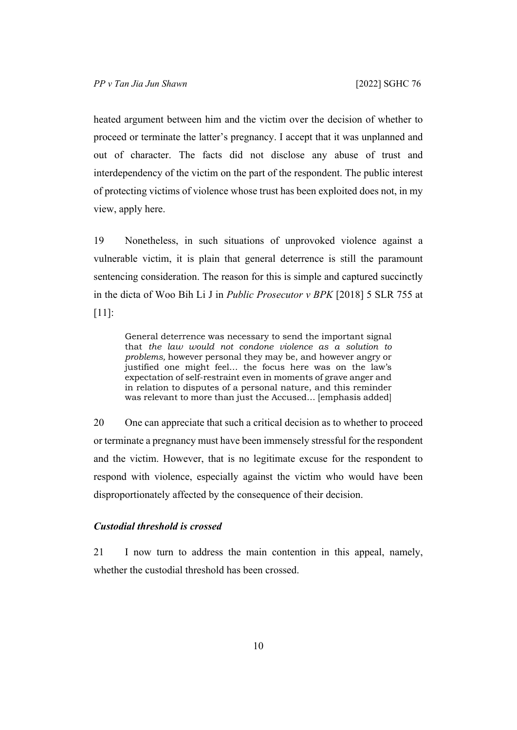heated argument between him and the victim over the decision of whether to proceed or terminate the latter's pregnancy. I accept that it was unplanned and out of character. The facts did not disclose any abuse of trust and interdependency of the victim on the part of the respondent. The public interest of protecting victims of violence whose trust has been exploited does not, in my view, apply here.

19 Nonetheless, in such situations of unprovoked violence against a vulnerable victim, it is plain that general deterrence is still the paramount sentencing consideration. The reason for this is simple and captured succinctly in the dicta of Woo Bih Li J in *Public Prosecutor v BPK* [2018] 5 SLR 755 at [11]:

> General deterrence was necessary to send the important signal that *the law would not condone violence as a solution to problems,* however personal they may be, and however angry or justified one might feel… the focus here was on the law's expectation of self-restraint even in moments of grave anger and in relation to disputes of a personal nature, and this reminder was relevant to more than just the Accused… [emphasis added]

20 One can appreciate that such a critical decision as to whether to proceed or terminate a pregnancy must have been immensely stressful for the respondent and the victim. However, that is no legitimate excuse for the respondent to respond with violence, especially against the victim who would have been disproportionately affected by the consequence of their decision.

### *Custodial threshold is crossed*

21 I now turn to address the main contention in this appeal, namely, whether the custodial threshold has been crossed.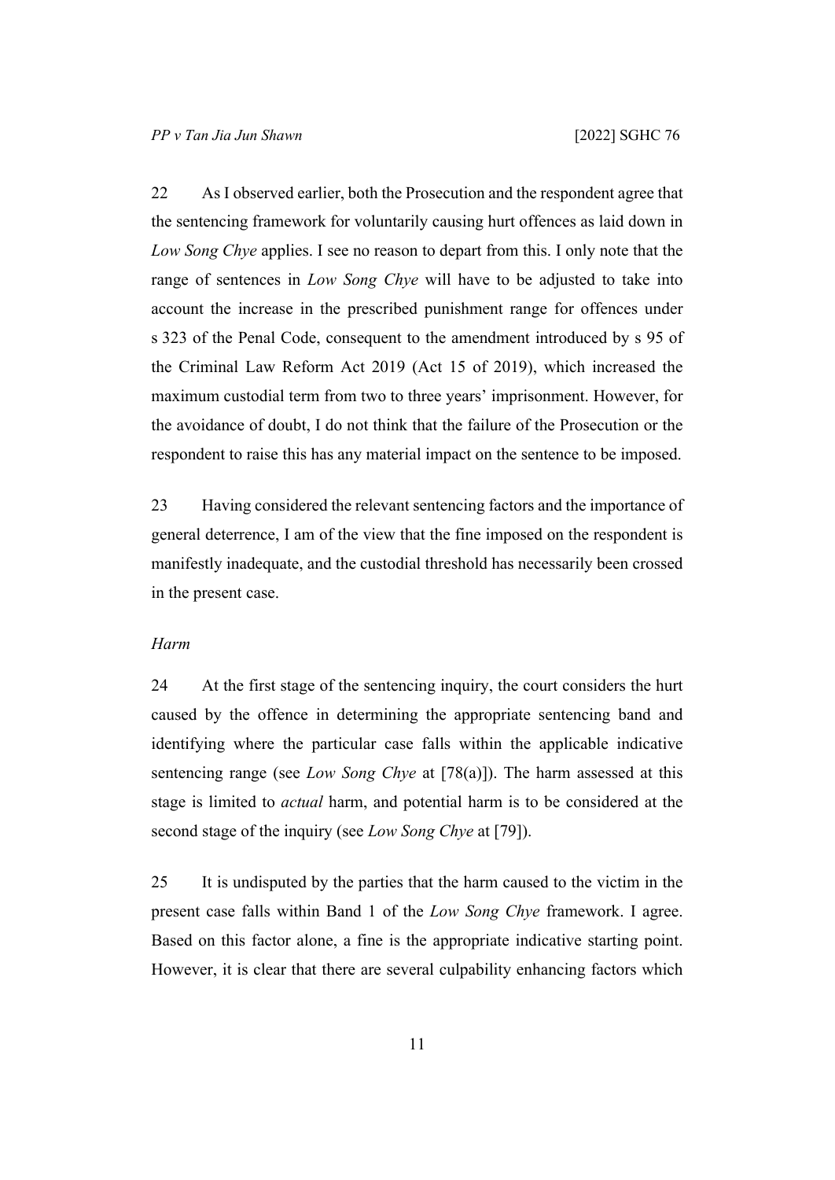22 As I observed earlier, both the Prosecution and the respondent agree that the sentencing framework for voluntarily causing hurt offences as laid down in *Low Song Chye* applies. I see no reason to depart from this. I only note that the range of sentences in *Low Song Chye* will have to be adjusted to take into account the increase in the prescribed punishment range for offences under s 323 of the Penal Code, consequent to the amendment introduced by s 95 of the Criminal Law Reform Act 2019 (Act 15 of 2019), which increased the maximum custodial term from two to three years' imprisonment. However, for the avoidance of doubt, I do not think that the failure of the Prosecution or the respondent to raise this has any material impact on the sentence to be imposed.

23 Having considered the relevant sentencing factors and the importance of general deterrence, I am of the view that the fine imposed on the respondent is manifestly inadequate, and the custodial threshold has necessarily been crossed in the present case.

*Harm*

24 At the first stage of the sentencing inquiry, the court considers the hurt caused by the offence in determining the appropriate sentencing band and identifying where the particular case falls within the applicable indicative sentencing range (see *Low Song Chye* at [78(a)]). The harm assessed at this stage is limited to *actual* harm, and potential harm is to be considered at the second stage of the inquiry (see *Low Song Chye* at [79]).

25 It is undisputed by the parties that the harm caused to the victim in the present case falls within Band 1 of the *Low Song Chye* framework. I agree. Based on this factor alone, a fine is the appropriate indicative starting point. However, it is clear that there are several culpability enhancing factors which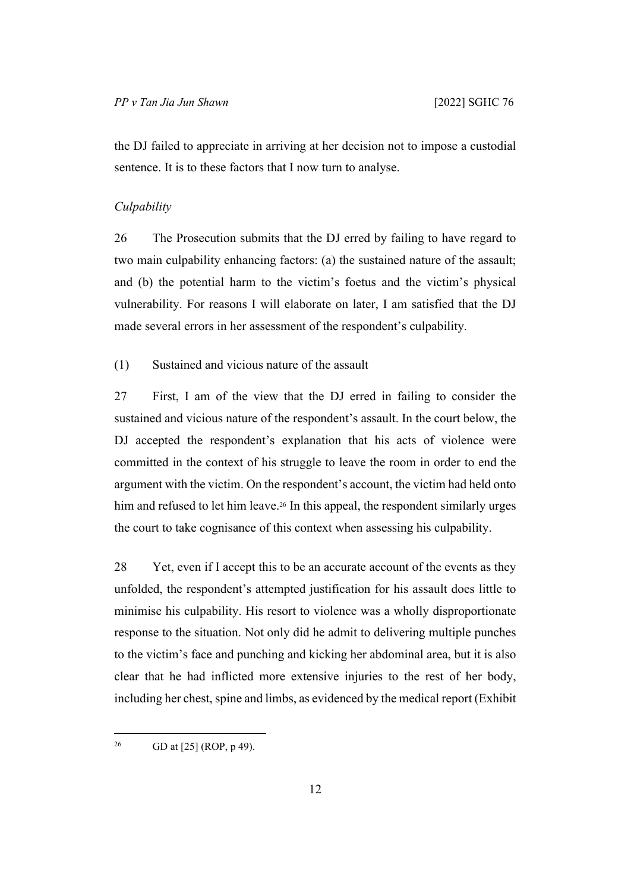the DJ failed to appreciate in arriving at her decision not to impose a custodial sentence. It is to these factors that I now turn to analyse.

*Culpability*

26 The Prosecution submits that the DJ erred by failing to have regard to two main culpability enhancing factors: (a) the sustained nature of the assault; and (b) the potential harm to the victim's foetus and the victim's physical vulnerability. For reasons I will elaborate on later, I am satisfied that the DJ made several errors in her assessment of the respondent's culpability.

(1) Sustained and vicious nature of the assault

27 First, I am of the view that the DJ erred in failing to consider the sustained and vicious nature of the respondent's assault. In the court below, the DJ accepted the respondent's explanation that his acts of violence were committed in the context of his struggle to leave the room in order to end the argument with the victim. On the respondent's account, the victim had held onto him and refused to let him leave.[26] In this appeal, the respondent similarly urges the court to take cognisance of this context when assessing his culpability.

28 Yet, even if I accept this to be an accurate account of the events as they unfolded, the respondent's attempted justification for his assault does little to minimise his culpability. His resort to violence was a wholly disproportionate response to the situation. Not only did he admit to delivering multiple punches to the victim's face and punching and kicking her abdominal area, but it is also clear that he had inflicted more extensive injuries to the rest of her body, including her chest, spine and limbs, as evidenced by the medical report (Exhibit

---

[26] GD at [25] (ROP, p 49).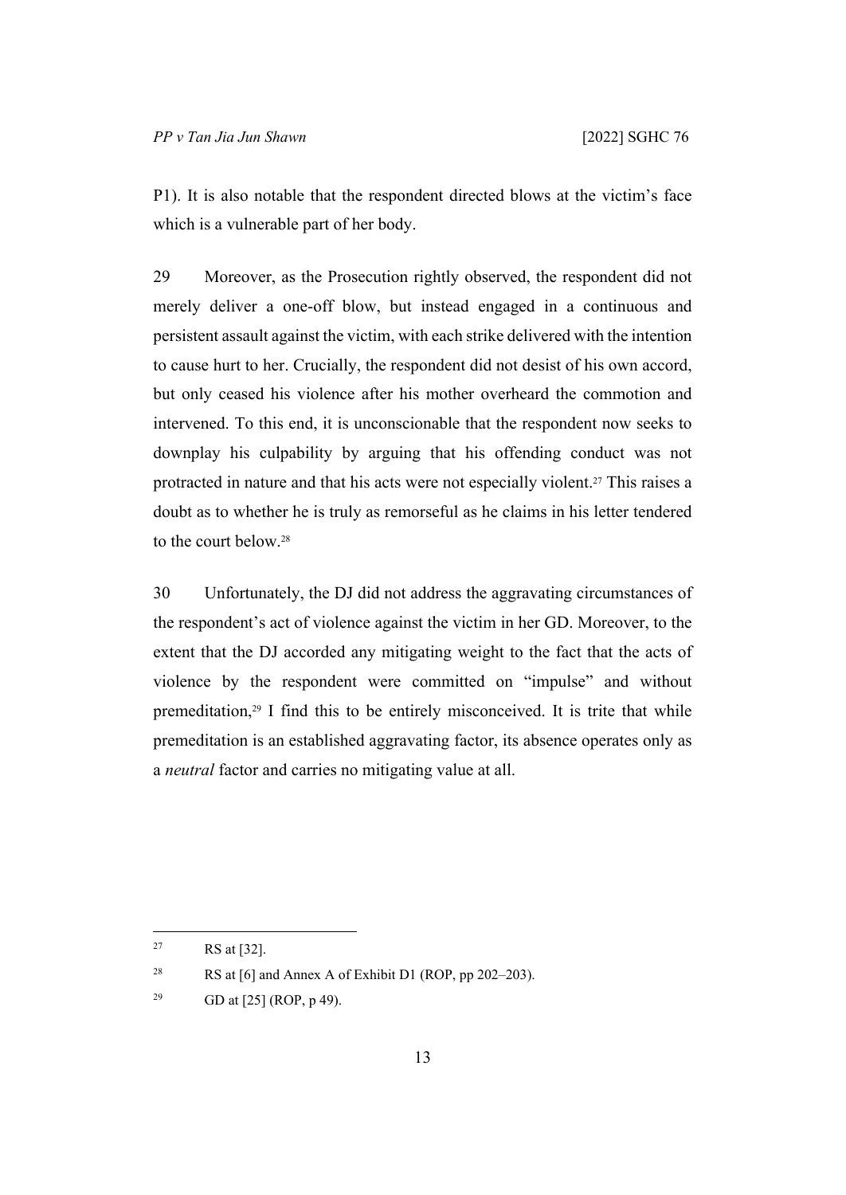P1). It is also notable that the respondent directed blows at the victim's face which is a vulnerable part of her body.

29 Moreover, as the Prosecution rightly observed, the respondent did not merely deliver a one-off blow, but instead engaged in a continuous and persistent assault against the victim, with each strike delivered with the intention to cause hurt to her. Crucially, the respondent did not desist of his own accord, but only ceased his violence after his mother overheard the commotion and intervened. To this end, it is unconscionable that the respondent now seeks to downplay his culpability by arguing that his offending conduct was not protracted in nature and that his acts were not especially violent.[27] This raises a doubt as to whether he is truly as remorseful as he claims in his letter tendered to the court below.[28]

30 Unfortunately, the DJ did not address the aggravating circumstances of the respondent's act of violence against the victim in her GD. Moreover, to the extent that the DJ accorded any mitigating weight to the fact that the acts of violence by the respondent were committed on "impulse" and without premeditation,[29] I find this to be entirely misconceived. It is trite that while premeditation is an established aggravating factor, its absence operates only as a *neutral* factor and carries no mitigating value at all.

---

[27] RS at [32].

[28] RS at [6] and Annex A of Exhibit D1 (ROP, pp 202–203).

[29] GD at [25] (ROP, p 49).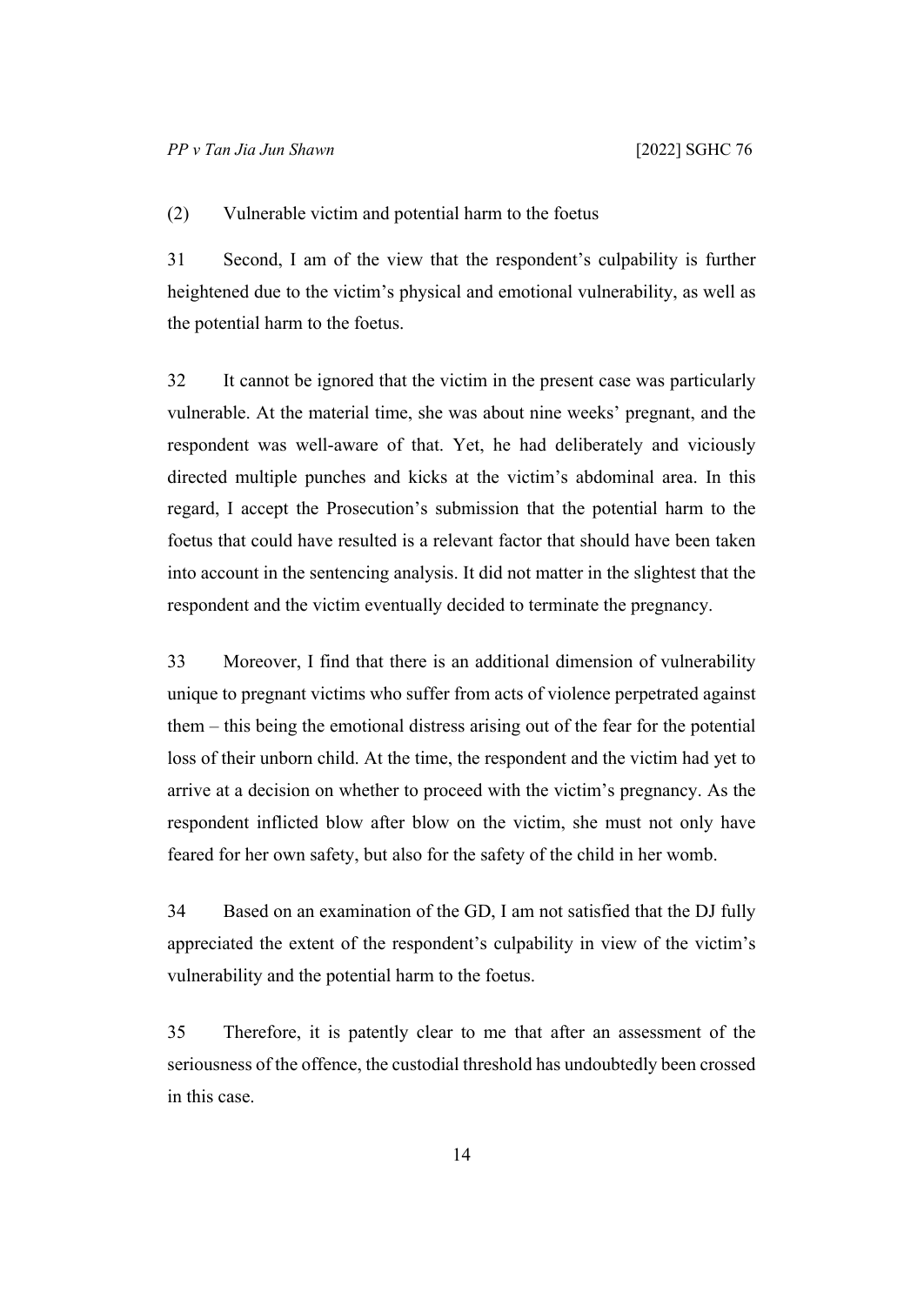(2) Vulnerable victim and potential harm to the foetus

31 Second, I am of the view that the respondent's culpability is further heightened due to the victim's physical and emotional vulnerability, as well as the potential harm to the foetus.

32 It cannot be ignored that the victim in the present case was particularly vulnerable. At the material time, she was about nine weeks' pregnant, and the respondent was well-aware of that. Yet, he had deliberately and viciously directed multiple punches and kicks at the victim's abdominal area. In this regard, I accept the Prosecution's submission that the potential harm to the foetus that could have resulted is a relevant factor that should have been taken into account in the sentencing analysis. It did not matter in the slightest that the respondent and the victim eventually decided to terminate the pregnancy.

33 Moreover, I find that there is an additional dimension of vulnerability unique to pregnant victims who suffer from acts of violence perpetrated against them – this being the emotional distress arising out of the fear for the potential loss of their unborn child. At the time, the respondent and the victim had yet to arrive at a decision on whether to proceed with the victim's pregnancy. As the respondent inflicted blow after blow on the victim, she must not only have feared for her own safety, but also for the safety of the child in her womb.

34 Based on an examination of the GD, I am not satisfied that the DJ fully appreciated the extent of the respondent's culpability in view of the victim's vulnerability and the potential harm to the foetus.

35 Therefore, it is patently clear to me that after an assessment of the seriousness of the offence, the custodial threshold has undoubtedly been crossed in this case.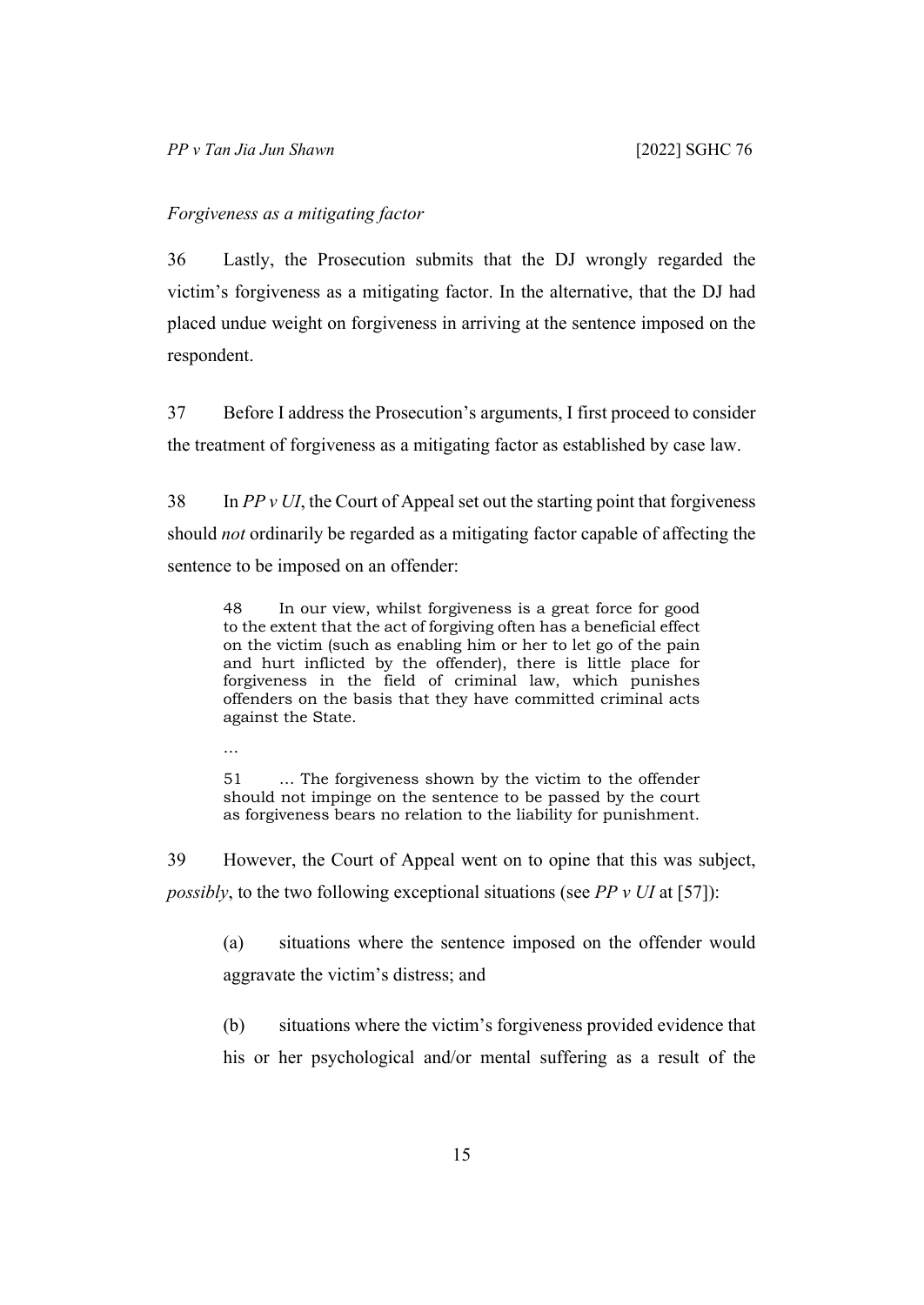*Forgiveness as a mitigating factor*

36 Lastly, the Prosecution submits that the DJ wrongly regarded the victim's forgiveness as a mitigating factor. In the alternative, that the DJ had placed undue weight on forgiveness in arriving at the sentence imposed on the respondent.

37 Before I address the Prosecution's arguments, I first proceed to consider the treatment of forgiveness as a mitigating factor as established by case law.

38 In *PP v UI*, the Court of Appeal set out the starting point that forgiveness should *not* ordinarily be regarded as a mitigating factor capable of affecting the sentence to be imposed on an offender:

> 48 In our view, whilst forgiveness is a great force for good to the extent that the act of forgiving often has a beneficial effect on the victim (such as enabling him or her to let go of the pain and hurt inflicted by the offender), there is little place for forgiveness in the field of criminal law, which punishes offenders on the basis that they have committed criminal acts against the State.
>
> …
>
> 51 … The forgiveness shown by the victim to the offender should not impinge on the sentence to be passed by the court as forgiveness bears no relation to the liability for punishment.

39 However, the Court of Appeal went on to opine that this was subject, *possibly*, to the two following exceptional situations (see *PP v UI* at [57]):

> (a) situations where the sentence imposed on the offender would aggravate the victim's distress; and
>
> (b) situations where the victim's forgiveness provided evidence that his or her psychological and/or mental suffering as a result of the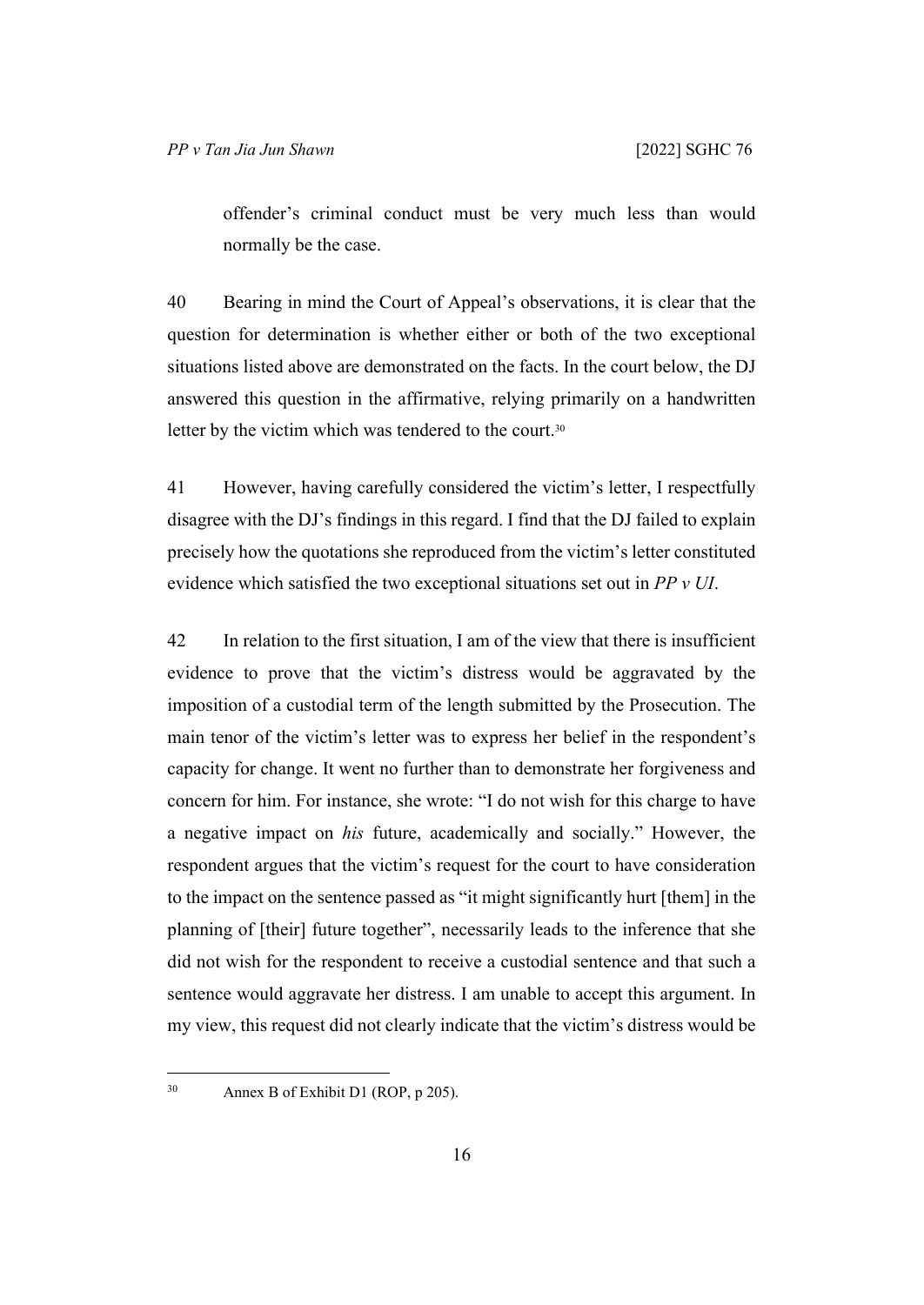offender's criminal conduct must be very much less than would normally be the case.

40 Bearing in mind the Court of Appeal's observations, it is clear that the question for determination is whether either or both of the two exceptional situations listed above are demonstrated on the facts. In the court below, the DJ answered this question in the affirmative, relying primarily on a handwritten letter by the victim which was tendered to the court.[30]

41 However, having carefully considered the victim's letter, I respectfully disagree with the DJ's findings in this regard. I find that the DJ failed to explain precisely how the quotations she reproduced from the victim's letter constituted evidence which satisfied the two exceptional situations set out in *PP v UI*.

42 In relation to the first situation, I am of the view that there is insufficient evidence to prove that the victim's distress would be aggravated by the imposition of a custodial term of the length submitted by the Prosecution. The main tenor of the victim's letter was to express her belief in the respondent's capacity for change. It went no further than to demonstrate her forgiveness and concern for him. For instance, she wrote: "I do not wish for this charge to have a negative impact on *his* future, academically and socially." However, the respondent argues that the victim's request for the court to have consideration to the impact on the sentence passed as "it might significantly hurt [them] in the planning of [their] future together", necessarily leads to the inference that she did not wish for the respondent to receive a custodial sentence and that such a sentence would aggravate her distress. I am unable to accept this argument. In my view, this request did not clearly indicate that the victim's distress would be

---

[30] Annex B of Exhibit D1 (ROP, p 205).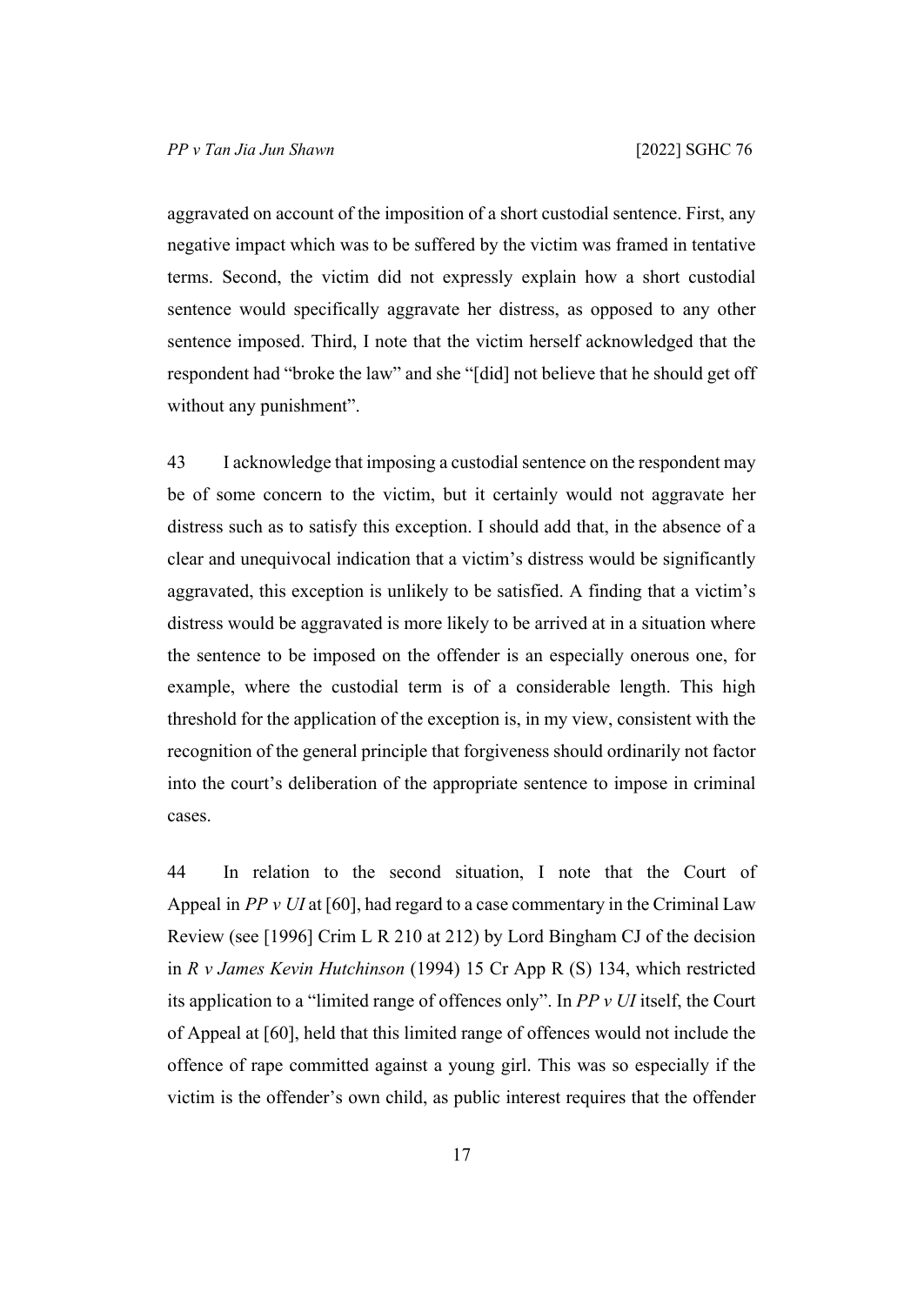aggravated on account of the imposition of a short custodial sentence. First, any negative impact which was to be suffered by the victim was framed in tentative terms. Second, the victim did not expressly explain how a short custodial sentence would specifically aggravate her distress, as opposed to any other sentence imposed. Third, I note that the victim herself acknowledged that the respondent had "broke the law" and she "[did] not believe that he should get off without any punishment".

43 I acknowledge that imposing a custodial sentence on the respondent may be of some concern to the victim, but it certainly would not aggravate her distress such as to satisfy this exception. I should add that, in the absence of a clear and unequivocal indication that a victim's distress would be significantly aggravated, this exception is unlikely to be satisfied. A finding that a victim's distress would be aggravated is more likely to be arrived at in a situation where the sentence to be imposed on the offender is an especially onerous one, for example, where the custodial term is of a considerable length. This high threshold for the application of the exception is, in my view, consistent with the recognition of the general principle that forgiveness should ordinarily not factor into the court's deliberation of the appropriate sentence to impose in criminal cases.

44 In relation to the second situation, I note that the Court of Appeal in *PP v UI* at [60], had regard to a case commentary in the Criminal Law Review (see [1996] Crim L R 210 at 212) by Lord Bingham CJ of the decision in *R v James Kevin Hutchinson* (1994) 15 Cr App R (S) 134, which restricted its application to a "limited range of offences only". In *PP v UI* itself, the Court of Appeal at [60], held that this limited range of offences would not include the offence of rape committed against a young girl. This was so especially if the victim is the offender's own child, as public interest requires that the offender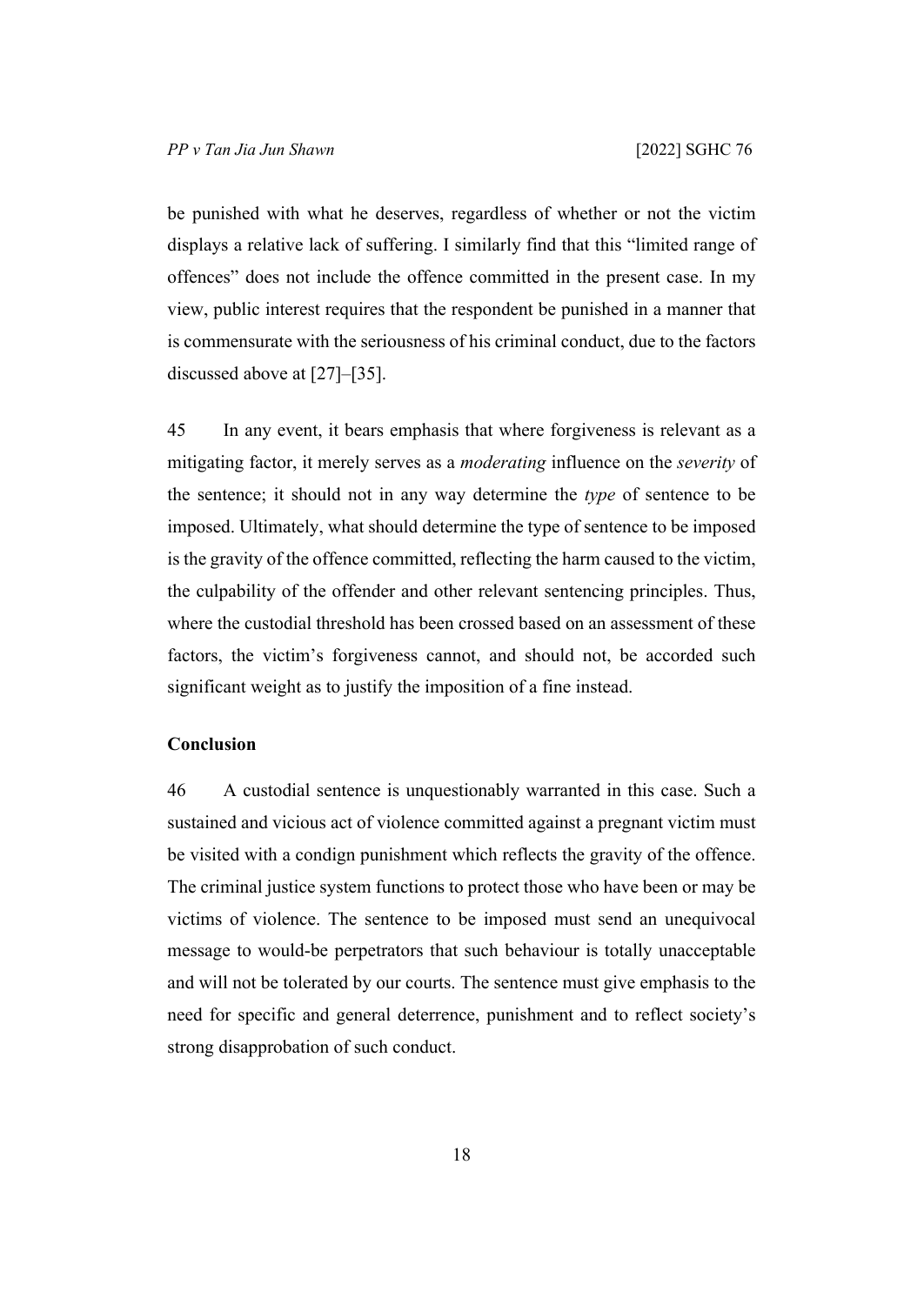be punished with what he deserves, regardless of whether or not the victim displays a relative lack of suffering. I similarly find that this "limited range of offences" does not include the offence committed in the present case. In my view, public interest requires that the respondent be punished in a manner that is commensurate with the seriousness of his criminal conduct, due to the factors discussed above at [27]–[35].

45 In any event, it bears emphasis that where forgiveness is relevant as a mitigating factor, it merely serves as a *moderating* influence on the *severity* of the sentence; it should not in any way determine the *type* of sentence to be imposed. Ultimately, what should determine the type of sentence to be imposed is the gravity of the offence committed, reflecting the harm caused to the victim, the culpability of the offender and other relevant sentencing principles. Thus, where the custodial threshold has been crossed based on an assessment of these factors, the victim's forgiveness cannot, and should not, be accorded such significant weight as to justify the imposition of a fine instead.

**Conclusion**

46 A custodial sentence is unquestionably warranted in this case. Such a sustained and vicious act of violence committed against a pregnant victim must be visited with a condign punishment which reflects the gravity of the offence. The criminal justice system functions to protect those who have been or may be victims of violence. The sentence to be imposed must send an unequivocal message to would-be perpetrators that such behaviour is totally unacceptable and will not be tolerated by our courts. The sentence must give emphasis to the need for specific and general deterrence, punishment and to reflect society's strong disapprobation of such conduct.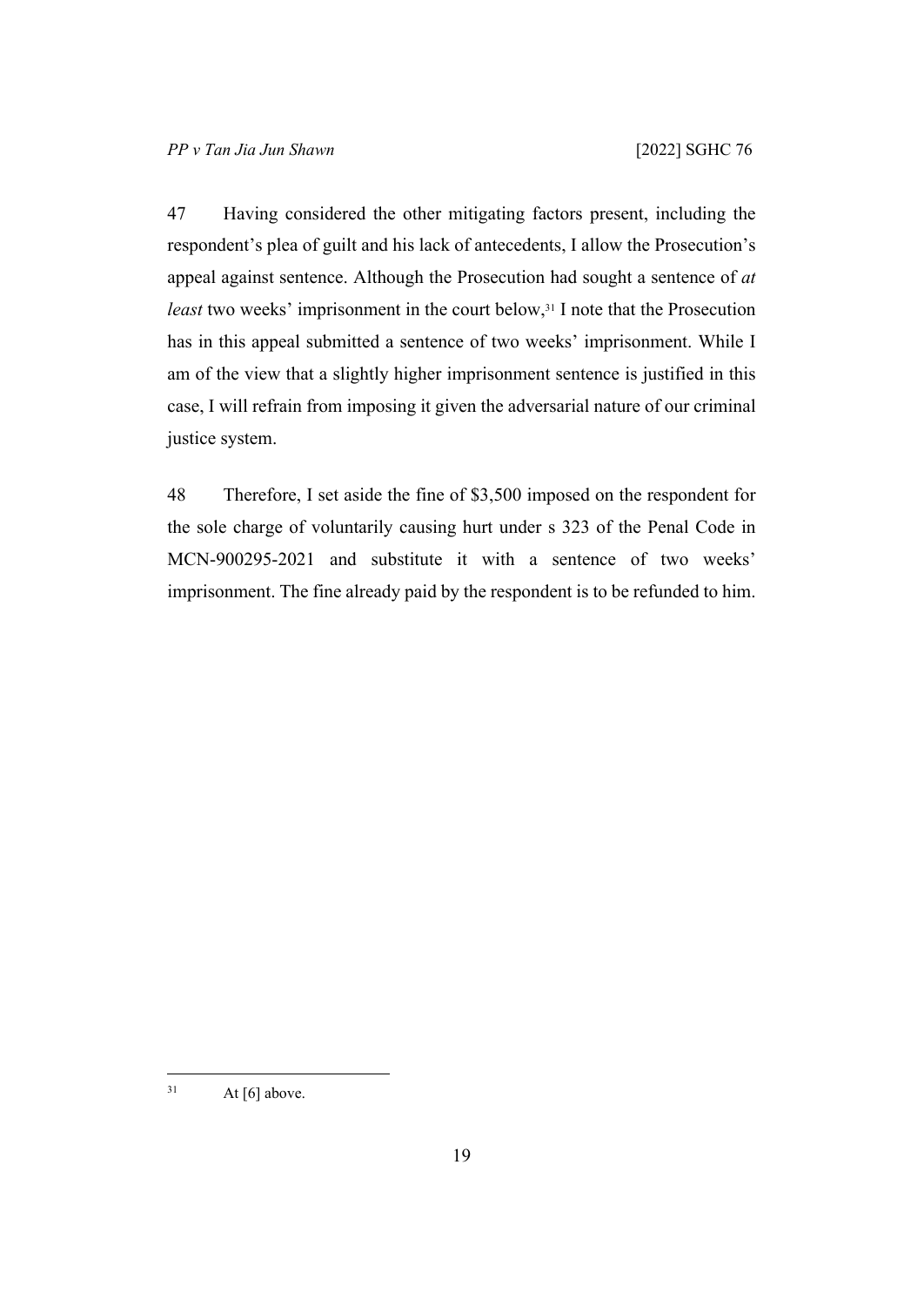47 Having considered the other mitigating factors present, including the respondent's plea of guilt and his lack of antecedents, I allow the Prosecution's appeal against sentence. Although the Prosecution had sought a sentence of *at least* two weeks' imprisonment in the court below,[31] I note that the Prosecution has in this appeal submitted a sentence of two weeks' imprisonment. While I am of the view that a slightly higher imprisonment sentence is justified in this case, I will refrain from imposing it given the adversarial nature of our criminal justice system.

48 Therefore, I set aside the fine of $3,500 imposed on the respondent for the sole charge of voluntarily causing hurt under s 323 of the Penal Code in MCN-900295-2021 and substitute it with a sentence of two weeks' imprisonment. The fine already paid by the respondent is to be refunded to him.

---

[31] At [6] above.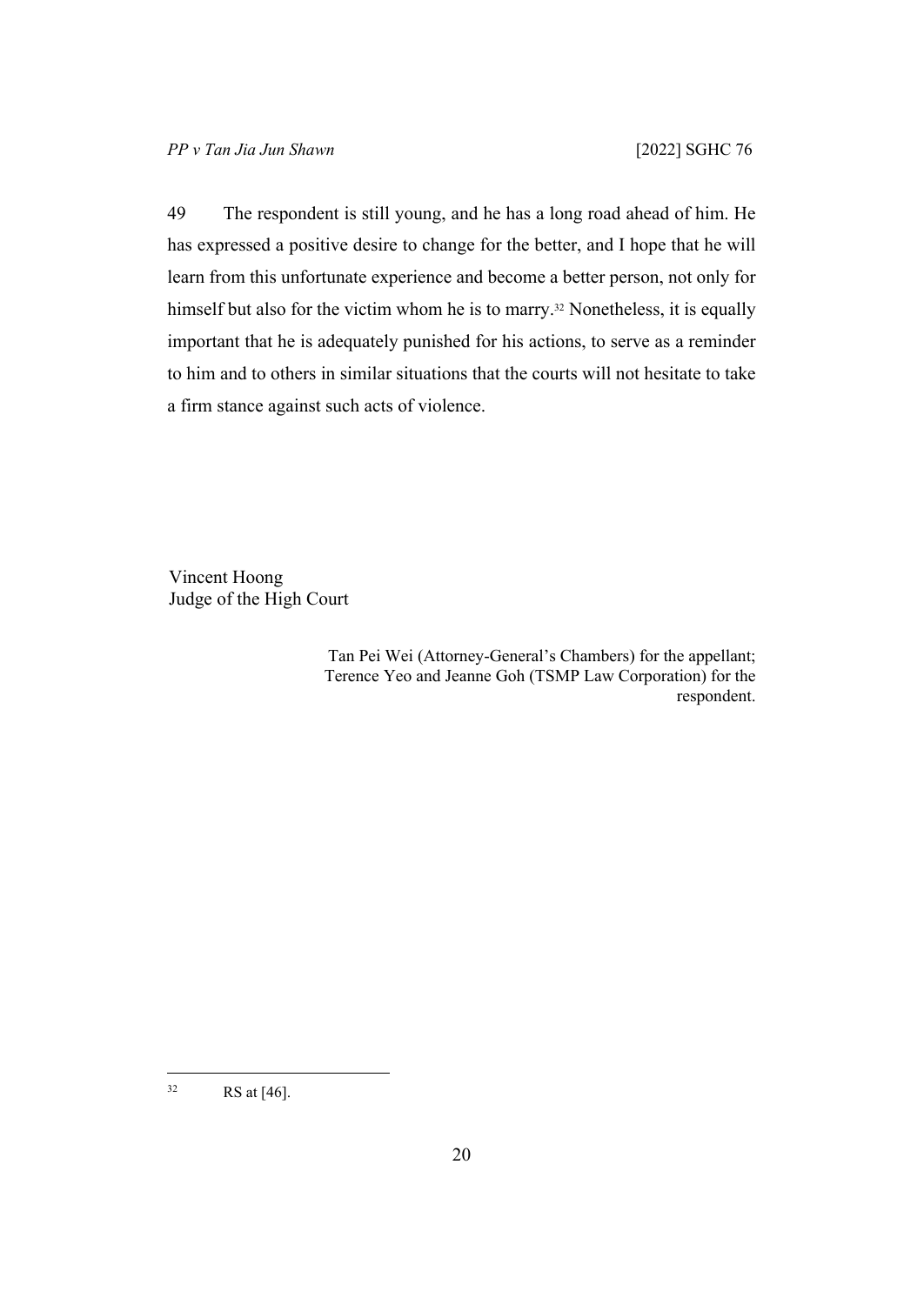49 The respondent is still young, and he has a long road ahead of him. He has expressed a positive desire to change for the better, and I hope that he will learn from this unfortunate experience and become a better person, not only for himself but also for the victim whom he is to marry.[32] Nonetheless, it is equally important that he is adequately punished for his actions, to serve as a reminder to him and to others in similar situations that the courts will not hesitate to take a firm stance against such acts of violence.

Vincent Hoong
Judge of the High Court

Tan Pei Wei (Attorney-General's Chambers) for the appellant;
Terence Yeo and Jeanne Goh (TSMP Law Corporation) for the respondent.

---

[32] RS at [46].